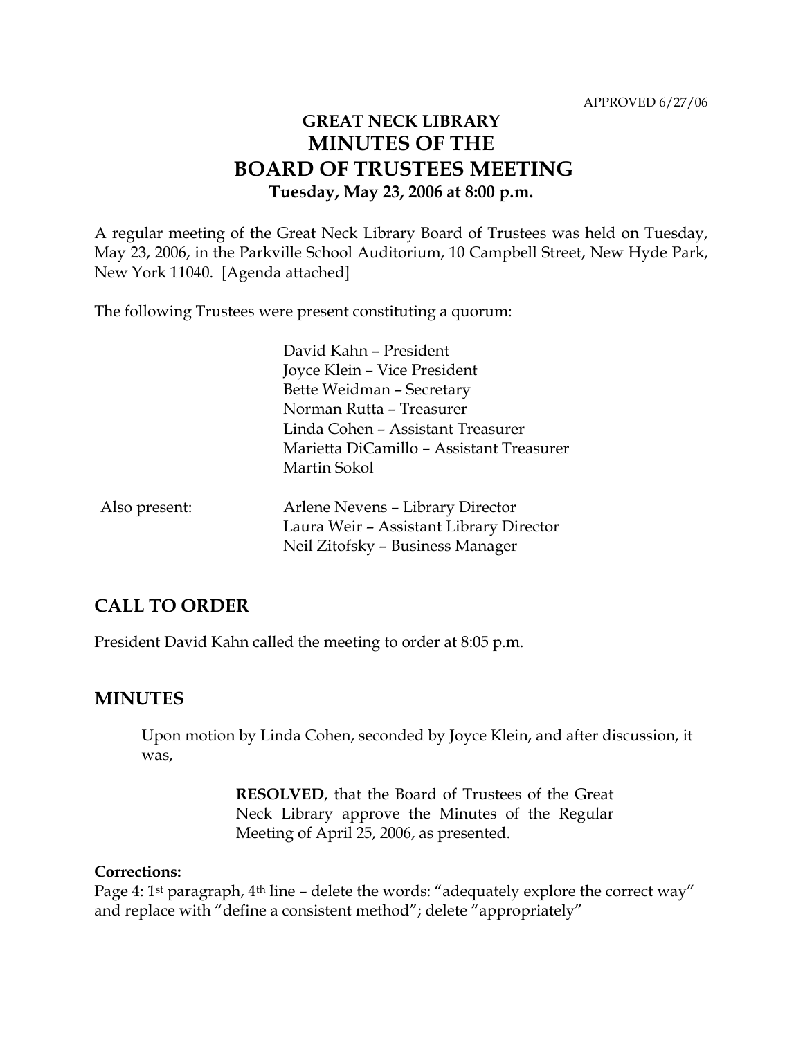APPROVED 6/27/06

# GREAT NECK LIBRARY
# MINUTES OF THE
# BOARD OF TRUSTEES MEETING
**Tuesday, May 23, 2006 at 8:00 p.m.**

A regular meeting of the Great Neck Library Board of Trustees was held on Tuesday, May 23, 2006, in the Parkville School Auditorium, 10 Campbell Street, New Hyde Park, New York 11040. [Agenda attached]

The following Trustees were present constituting a quorum:

David Kahn – President
Joyce Klein – Vice President
Bette Weidman – Secretary
Norman Rutta – Treasurer
Linda Cohen – Assistant Treasurer
Marietta DiCamillo – Assistant Treasurer
Martin Sokol

Also present:
Arlene Nevens – Library Director
Laura Weir – Assistant Library Director
Neil Zitofsky – Business Manager

## CALL TO ORDER

President David Kahn called the meeting to order at 8:05 p.m.

## MINUTES

Upon motion by Linda Cohen, seconded by Joyce Klein, and after discussion, it was,

> **RESOLVED**, that the Board of Trustees of the Great Neck Library approve the Minutes of the Regular Meeting of April 25, 2006, as presented.

**Corrections:**
Page 4: 1st paragraph, 4th line – delete the words: "adequately explore the correct way" and replace with "define a consistent method"; delete "appropriately"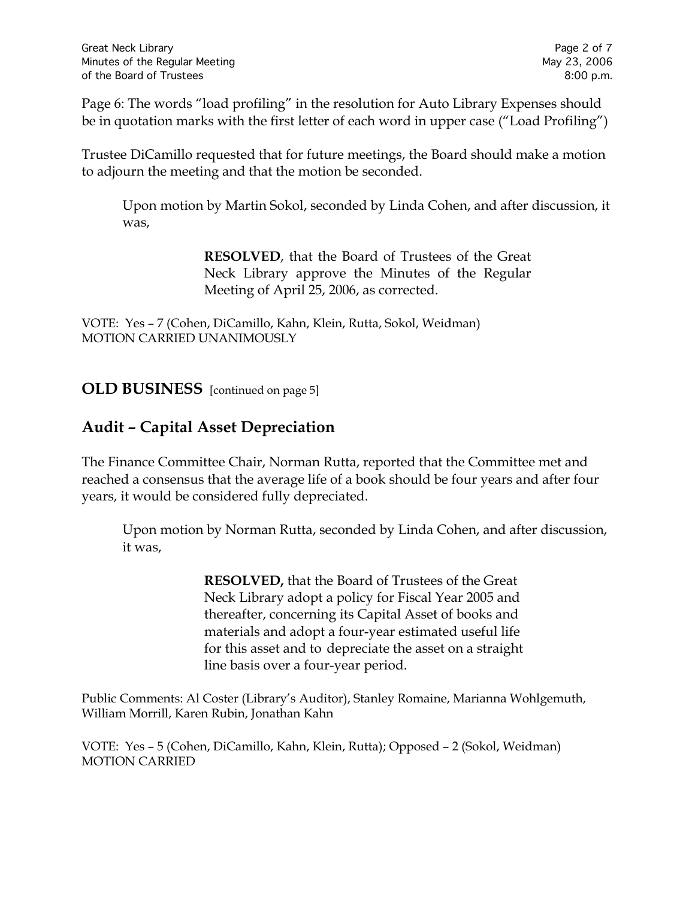Page 6: The words "load profiling" in the resolution for Auto Library Expenses should be in quotation marks with the first letter of each word in upper case ("Load Profiling")

Trustee DiCamillo requested that for future meetings, the Board should make a motion to adjourn the meeting and that the motion be seconded.

Upon motion by Martin Sokol, seconded by Linda Cohen, and after discussion, it was,

> **RESOLVED**, that the Board of Trustees of the Great Neck Library approve the Minutes of the Regular Meeting of April 25, 2006, as corrected.

VOTE: Yes – 7 (Cohen, DiCamillo, Kahn, Klein, Rutta, Sokol, Weidman)
MOTION CARRIED UNANIMOUSLY

## OLD BUSINESS [continued on page 5]

## Audit – Capital Asset Depreciation

The Finance Committee Chair, Norman Rutta, reported that the Committee met and reached a consensus that the average life of a book should be four years and after four years, it would be considered fully depreciated.

Upon motion by Norman Rutta, seconded by Linda Cohen, and after discussion, it was,

> **RESOLVED,** that the Board of Trustees of the Great Neck Library adopt a policy for Fiscal Year 2005 and thereafter, concerning its Capital Asset of books and materials and adopt a four-year estimated useful life for this asset and to depreciate the asset on a straight line basis over a four-year period.

Public Comments: Al Coster (Library's Auditor), Stanley Romaine, Marianna Wohlgemuth, William Morrill, Karen Rubin, Jonathan Kahn

VOTE: Yes – 5 (Cohen, DiCamillo, Kahn, Klein, Rutta); Opposed – 2 (Sokol, Weidman)
MOTION CARRIED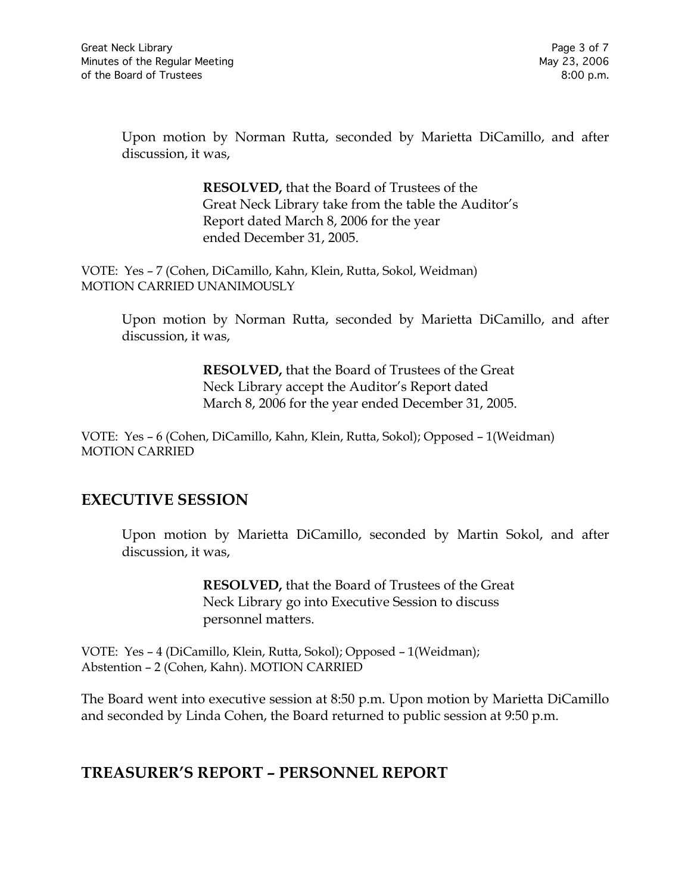Upon motion by Norman Rutta, seconded by Marietta DiCamillo, and after discussion, it was,

> **RESOLVED,** that the Board of Trustees of the Great Neck Library take from the table the Auditor's Report dated March 8, 2006 for the year ended December 31, 2005.

VOTE: Yes – 7 (Cohen, DiCamillo, Kahn, Klein, Rutta, Sokol, Weidman)
MOTION CARRIED UNANIMOUSLY

Upon motion by Norman Rutta, seconded by Marietta DiCamillo, and after discussion, it was,

> **RESOLVED,** that the Board of Trustees of the Great Neck Library accept the Auditor's Report dated March 8, 2006 for the year ended December 31, 2005.

VOTE: Yes – 6 (Cohen, DiCamillo, Kahn, Klein, Rutta, Sokol); Opposed – 1(Weidman)
MOTION CARRIED

## EXECUTIVE SESSION

Upon motion by Marietta DiCamillo, seconded by Martin Sokol, and after discussion, it was,

> **RESOLVED,** that the Board of Trustees of the Great Neck Library go into Executive Session to discuss personnel matters.

VOTE: Yes – 4 (DiCamillo, Klein, Rutta, Sokol); Opposed – 1(Weidman);
Abstention – 2 (Cohen, Kahn). MOTION CARRIED

The Board went into executive session at 8:50 p.m. Upon motion by Marietta DiCamillo and seconded by Linda Cohen, the Board returned to public session at 9:50 p.m.

## TREASURER'S REPORT – PERSONNEL REPORT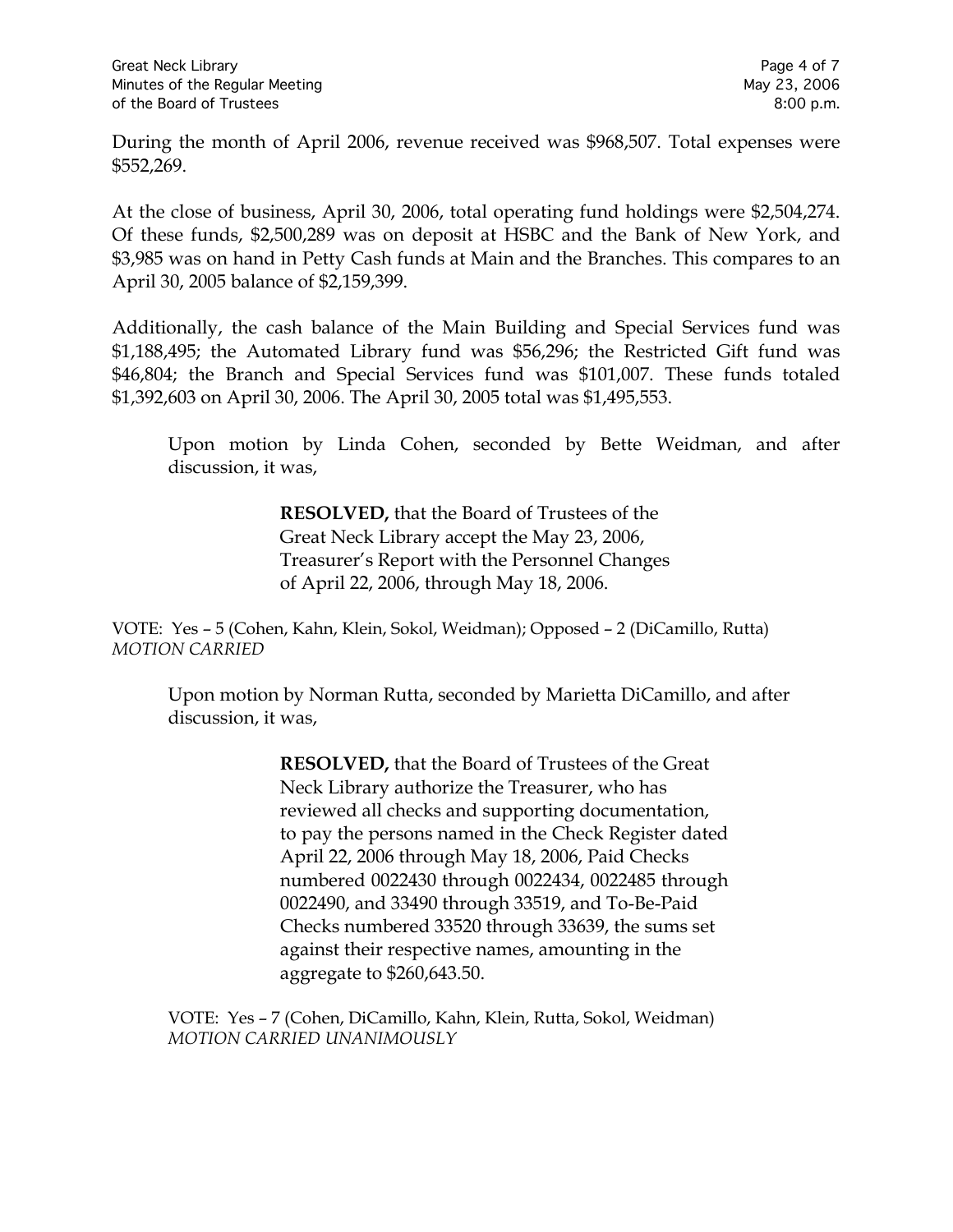During the month of April 2006, revenue received was $968,507. Total expenses were $552,269.

At the close of business, April 30, 2006, total operating fund holdings were $2,504,274. Of these funds, $2,500,289 was on deposit at HSBC and the Bank of New York, and $3,985 was on hand in Petty Cash funds at Main and the Branches. This compares to an April 30, 2005 balance of $2,159,399.

Additionally, the cash balance of the Main Building and Special Services fund was $1,188,495; the Automated Library fund was $56,296; the Restricted Gift fund was $46,804; the Branch and Special Services fund was $101,007. These funds totaled $1,392,603 on April 30, 2006. The April 30, 2005 total was $1,495,553.

Upon motion by Linda Cohen, seconded by Bette Weidman, and after discussion, it was,

> **RESOLVED,** that the Board of Trustees of the Great Neck Library accept the May 23, 2006, Treasurer's Report with the Personnel Changes of April 22, 2006, through May 18, 2006.

VOTE: Yes – 5 (Cohen, Kahn, Klein, Sokol, Weidman); Opposed – 2 (DiCamillo, Rutta)
*MOTION CARRIED*

Upon motion by Norman Rutta, seconded by Marietta DiCamillo, and after discussion, it was,

> **RESOLVED,** that the Board of Trustees of the Great Neck Library authorize the Treasurer, who has reviewed all checks and supporting documentation, to pay the persons named in the Check Register dated April 22, 2006 through May 18, 2006, Paid Checks numbered 0022430 through 0022434, 0022485 through 0022490, and 33490 through 33519, and To-Be-Paid Checks numbered 33520 through 33639, the sums set against their respective names, amounting in the aggregate to $260,643.50.

VOTE: Yes – 7 (Cohen, DiCamillo, Kahn, Klein, Rutta, Sokol, Weidman)
*MOTION CARRIED UNANIMOUSLY*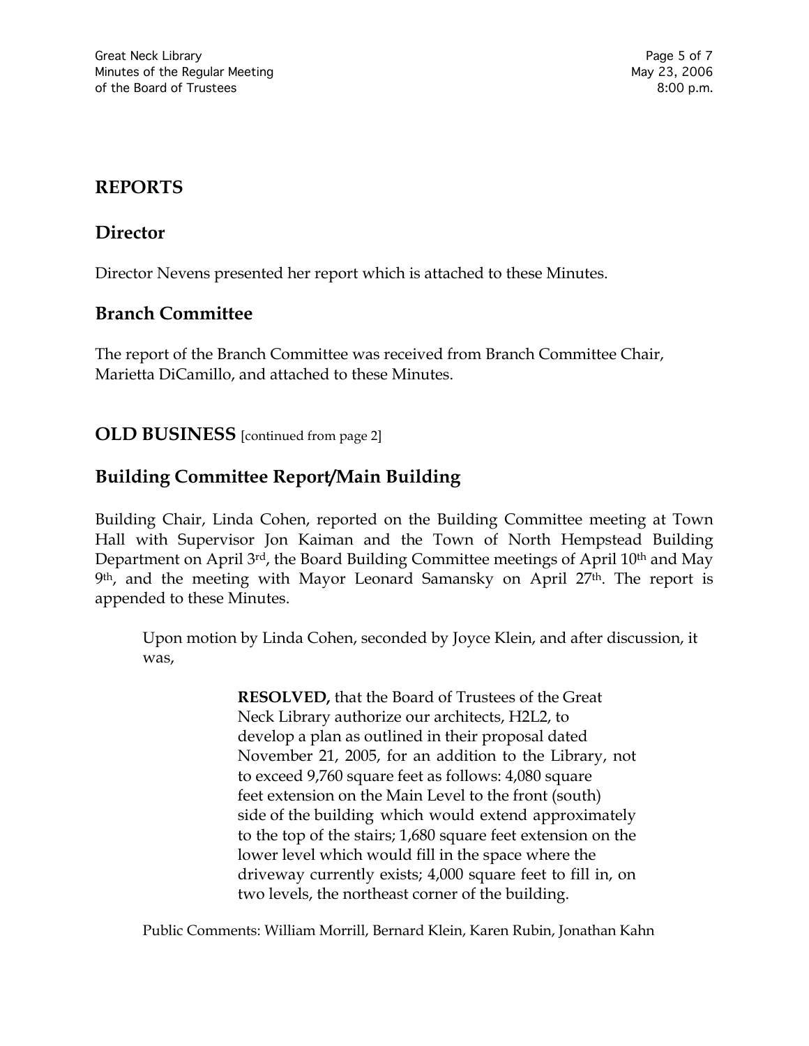## REPORTS

### Director

Director Nevens presented her report which is attached to these Minutes.

### Branch Committee

The report of the Branch Committee was received from Branch Committee Chair, Marietta DiCamillo, and attached to these Minutes.

## OLD BUSINESS [continued from page 2]

### Building Committee Report/Main Building

Building Chair, Linda Cohen, reported on the Building Committee meeting at Town Hall with Supervisor Jon Kaiman and the Town of North Hempstead Building Department on April 3rd, the Board Building Committee meetings of April 10th and May 9th, and the meeting with Mayor Leonard Samansky on April 27th. The report is appended to these Minutes.

Upon motion by Linda Cohen, seconded by Joyce Klein, and after discussion, it was,

> **RESOLVED,** that the Board of Trustees of the Great Neck Library authorize our architects, H2L2, to develop a plan as outlined in their proposal dated November 21, 2005, for an addition to the Library, not to exceed 9,760 square feet as follows: 4,080 square feet extension on the Main Level to the front (south) side of the building which would extend approximately to the top of the stairs; 1,680 square feet extension on the lower level which would fill in the space where the driveway currently exists; 4,000 square feet to fill in, on two levels, the northeast corner of the building.

Public Comments: William Morrill, Bernard Klein, Karen Rubin, Jonathan Kahn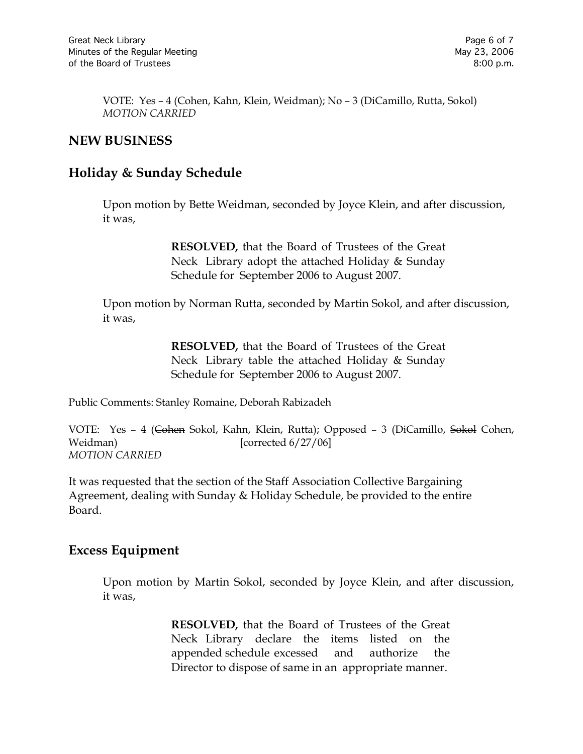VOTE: Yes – 4 (Cohen, Kahn, Klein, Weidman); No – 3 (DiCamillo, Rutta, Sokol)
*MOTION CARRIED*

## NEW BUSINESS

### Holiday & Sunday Schedule

Upon motion by Bette Weidman, seconded by Joyce Klein, and after discussion, it was,

> **RESOLVED,** that the Board of Trustees of the Great Neck Library adopt the attached Holiday & Sunday Schedule for September 2006 to August 2007.

Upon motion by Norman Rutta, seconded by Martin Sokol, and after discussion, it was,

> **RESOLVED,** that the Board of Trustees of the Great Neck Library table the attached Holiday & Sunday Schedule for September 2006 to August 2007.

Public Comments: Stanley Romaine, Deborah Rabizadeh

VOTE: Yes – 4 (~~Cohen~~ Sokol, Kahn, Klein, Rutta); Opposed – 3 (DiCamillo, ~~Sokol~~ Cohen, Weidman) [corrected 6/27/06]
*MOTION CARRIED*

It was requested that the section of the Staff Association Collective Bargaining Agreement, dealing with Sunday & Holiday Schedule, be provided to the entire Board.

### Excess Equipment

Upon motion by Martin Sokol, seconded by Joyce Klein, and after discussion, it was,

> **RESOLVED,** that the Board of Trustees of the Great Neck Library declare the items listed on the appended schedule excessed and authorize the Director to dispose of same in an appropriate manner.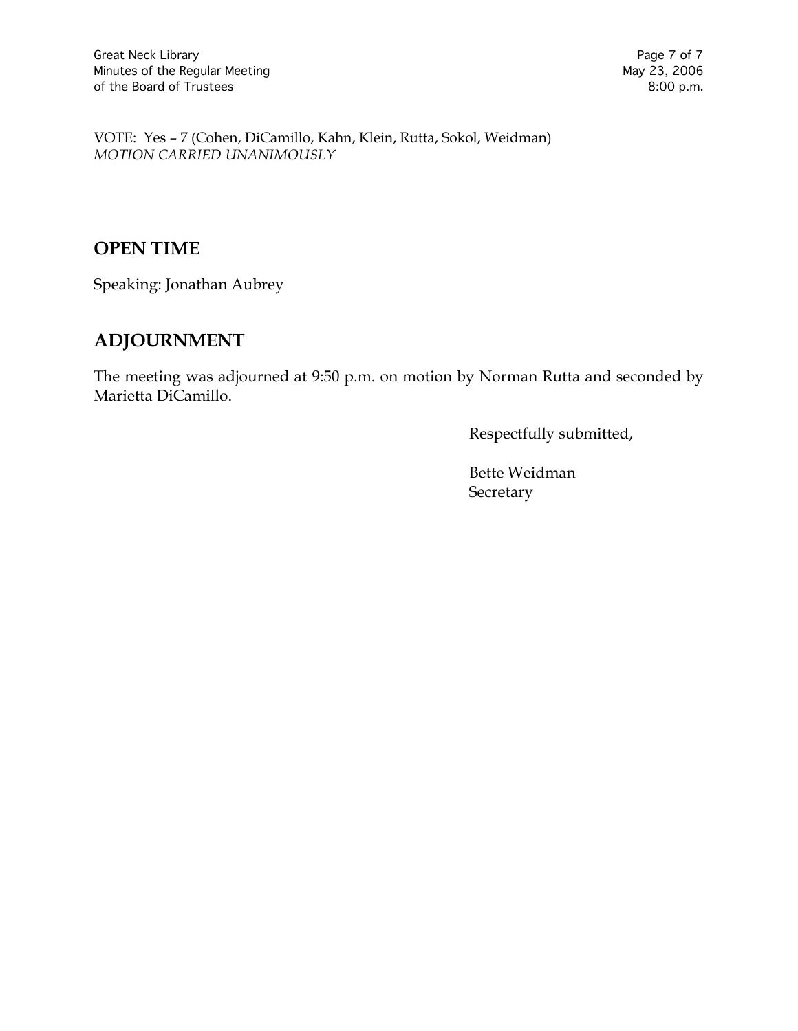VOTE: Yes – 7 (Cohen, DiCamillo, Kahn, Klein, Rutta, Sokol, Weidman)
*MOTION CARRIED UNANIMOUSLY*

## OPEN TIME

Speaking: Jonathan Aubrey

## ADJOURNMENT

The meeting was adjourned at 9:50 p.m. on motion by Norman Rutta and seconded by Marietta DiCamillo.

Respectfully submitted,

Bette Weidman
Secretary